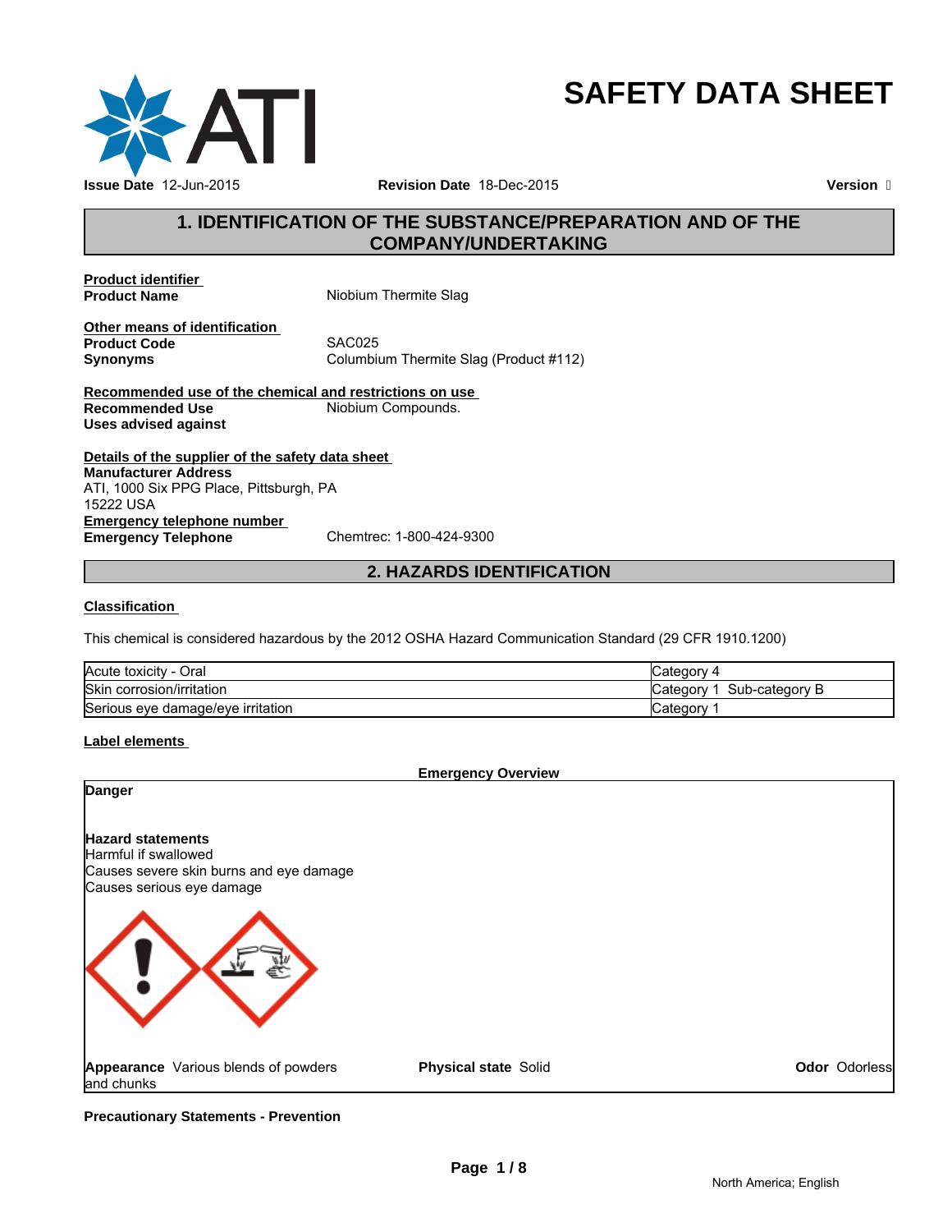# SAFETY DATA SHEET

**Issue Date** 12-Jun-2015 **Revision Date** 18-Dec-2015 **Version** 

## 1. IDENTIFICATION OF THE SUBSTANCE/PREPARATION AND OF THE COMPANY/UNDERTAKING

**Product identifier**

**Product Name** Niobium Thermite Slag

**Other means of identification**

**Product Code** SAC025

**Synonyms** Columbium Thermite Slag (Product #112)

**Recommended use of the chemical and restrictions on use**

**Recommended Use** Niobium Compounds.

**Uses advised against**

**Details of the supplier of the safety data sheet**

**Manufacturer Address**

ATI, 1000 Six PPG Place, Pittsburgh, PA 15222 USA

**Emergency telephone number**

**Emergency Telephone** Chemtrec: 1-800-424-9300

## 2. HAZARDS IDENTIFICATION

**Classification**

This chemical is considered hazardous by the 2012 OSHA Hazard Communication Standard (29 CFR 1910.1200)

| Hazard | Category |
|---|---|
| Acute toxicity - Oral | Category 4 |
| Skin corrosion/irritation | Category 1 Sub-category B |
| Serious eye damage/eye irritation | Category 1 |

**Label elements**

**Emergency Overview**

**Danger**

**Hazard statements**

Harmful if swallowed

Causes severe skin burns and eye damage

Causes serious eye damage

**Appearance** Various blends of powders and chunks **Physical state** Solid **Odor** Odorless

**Precautionary Statements - Prevention**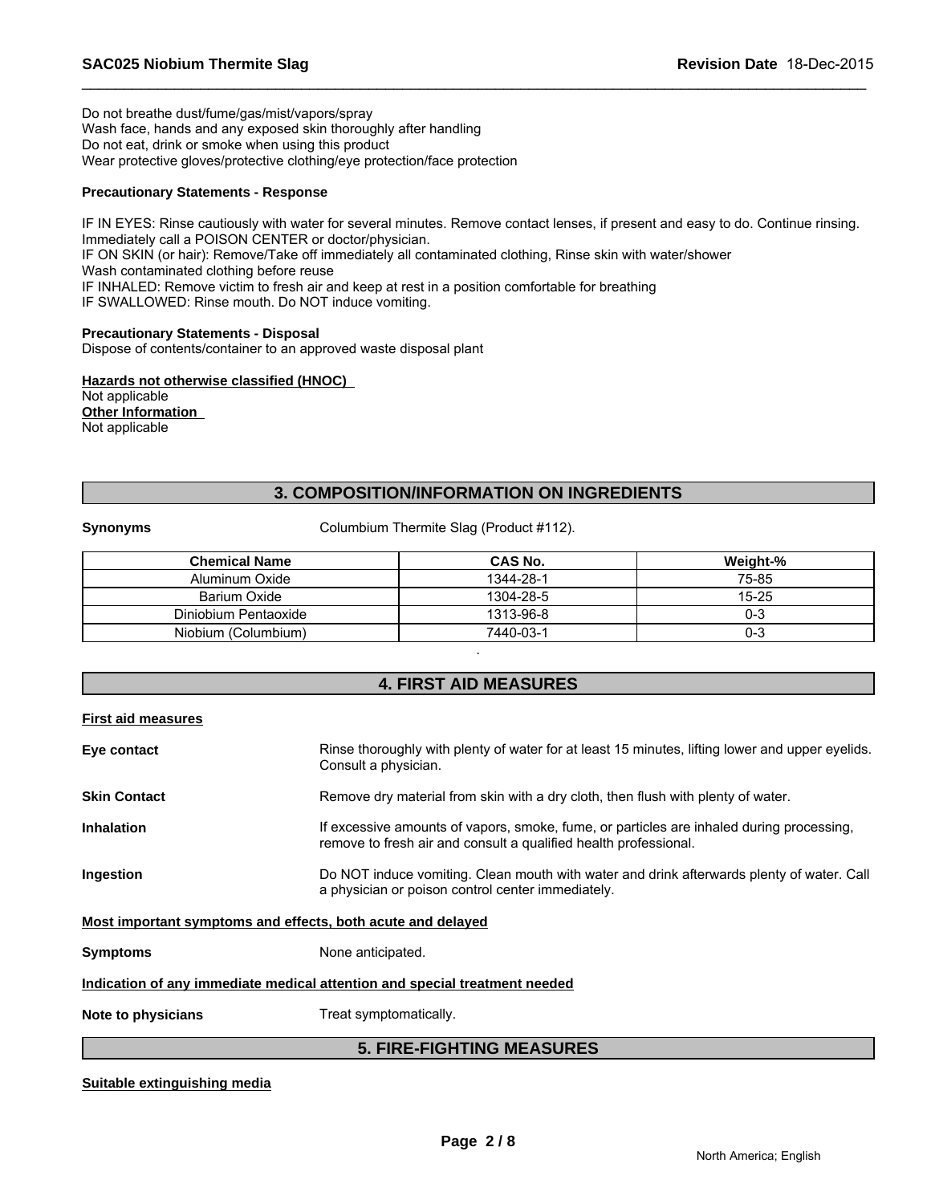Do not breathe dust/fume/gas/mist/vapors/spray
Wash face, hands and any exposed skin thoroughly after handling
Do not eat, drink or smoke when using this product
Wear protective gloves/protective clothing/eye protection/face protection

**Precautionary Statements - Response**

IF IN EYES: Rinse cautiously with water for several minutes. Remove contact lenses, if present and easy to do. Continue rinsing. Immediately call a POISON CENTER or doctor/physician.
IF ON SKIN (or hair): Remove/Take off immediately all contaminated clothing, Rinse skin with water/shower
Wash contaminated clothing before reuse
IF INHALED: Remove victim to fresh air and keep at rest in a position comfortable for breathing
IF SWALLOWED: Rinse mouth. Do NOT induce vomiting.

**Precautionary Statements - Disposal**
Dispose of contents/container to an approved waste disposal plant

**Hazards not otherwise classified (HNOC)**
Not applicable
**Other Information**
Not applicable

## 3. COMPOSITION/INFORMATION ON INGREDIENTS

**Synonyms** Columbium Thermite Slag (Product #112).

| Chemical Name | CAS No. | Weight-% |
|---|---|---|
| Aluminum Oxide | 1344-28-1 | 75-85 |
| Barium Oxide | 1304-28-5 | 15-25 |
| Diniobium Pentaoxide | 1313-96-8 | 0-3 |
| Niobium (Columbium) | 7440-03-1 | 0-3 |

.

## 4. FIRST AID MEASURES

**First aid measures**

**Eye contact** Rinse thoroughly with plenty of water for at least 15 minutes, lifting lower and upper eyelids. Consult a physician.

**Skin Contact** Remove dry material from skin with a dry cloth, then flush with plenty of water.

**Inhalation** If excessive amounts of vapors, smoke, fume, or particles are inhaled during processing, remove to fresh air and consult a qualified health professional.

**Ingestion** Do NOT induce vomiting. Clean mouth with water and drink afterwards plenty of water. Call a physician or poison control center immediately.

**Most important symptoms and effects, both acute and delayed**

**Symptoms** None anticipated.

**Indication of any immediate medical attention and special treatment needed**

**Note to physicians** Treat symptomatically.

## 5. FIRE-FIGHTING MEASURES

**Suitable extinguishing media**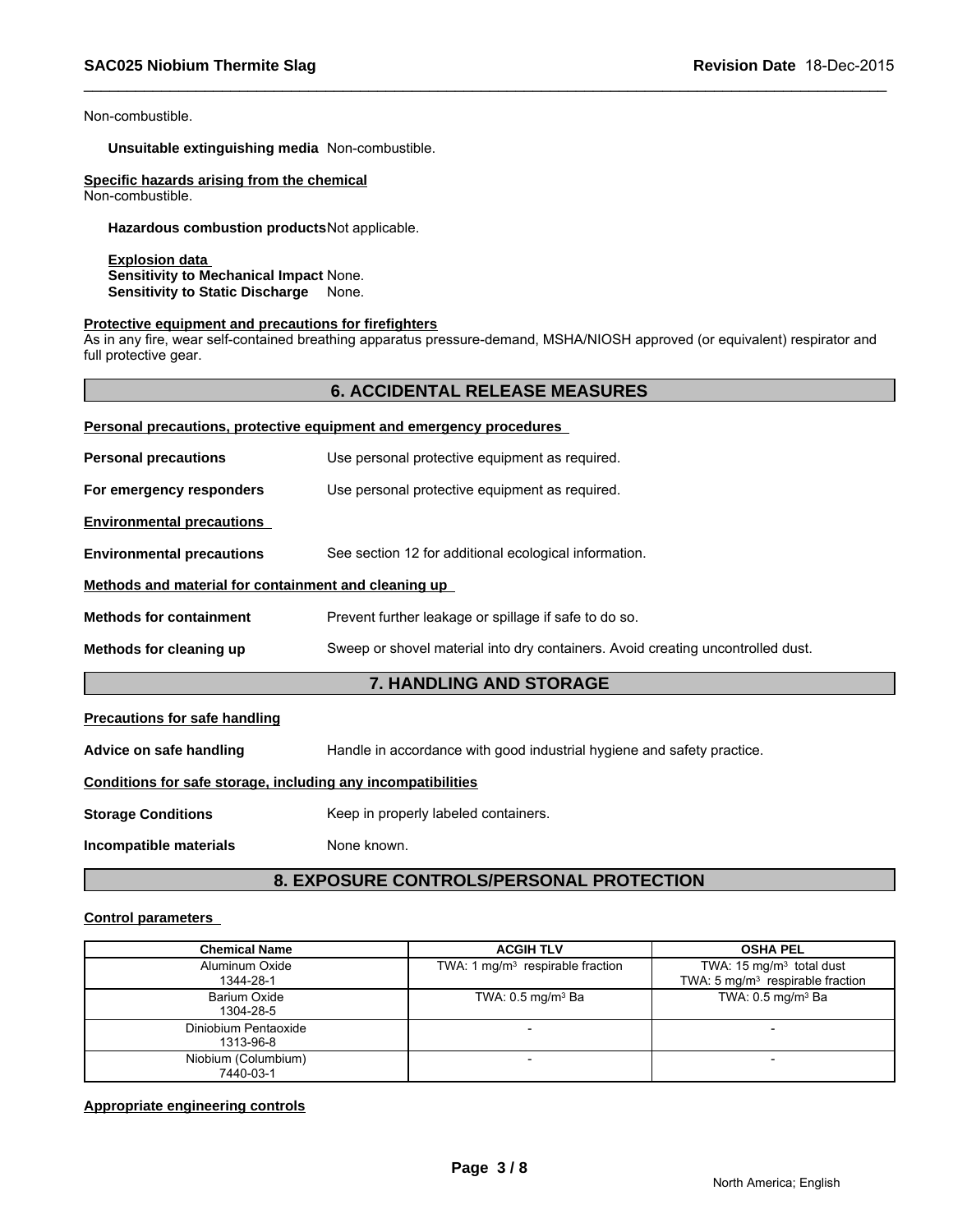Non-combustible.

**Unsuitable extinguishing media** Non-combustible.

**Specific hazards arising from the chemical**
Non-combustible.

**Hazardous combustion products** Not applicable.

**Explosion data**
**Sensitivity to Mechanical Impact** None.
**Sensitivity to Static Discharge** None.

**Protective equipment and precautions for firefighters**
As in any fire, wear self-contained breathing apparatus pressure-demand, MSHA/NIOSH approved (or equivalent) respirator and full protective gear.

## 6. ACCIDENTAL RELEASE MEASURES

**Personal precautions, protective equipment and emergency procedures**

**Personal precautions** Use personal protective equipment as required.

**For emergency responders** Use personal protective equipment as required.

**Environmental precautions**

**Environmental precautions** See section 12 for additional ecological information.

**Methods and material for containment and cleaning up**

**Methods for containment** Prevent further leakage or spillage if safe to do so.

**Methods for cleaning up** Sweep or shovel material into dry containers. Avoid creating uncontrolled dust.

## 7. HANDLING AND STORAGE

**Precautions for safe handling**

**Advice on safe handling** Handle in accordance with good industrial hygiene and safety practice.

**Conditions for safe storage, including any incompatibilities**

**Storage Conditions** Keep in properly labeled containers.

**Incompatible materials** None known.

## 8. EXPOSURE CONTROLS/PERSONAL PROTECTION

**Control parameters**

| Chemical Name | ACGIH TLV | OSHA PEL |
|---|---|---|
| Aluminum Oxide<br>1344-28-1 | TWA: 1 mg/m$^3$ respirable fraction | TWA: 15 mg/m$^3$ total dust<br>TWA: 5 mg/m$^3$ respirable fraction |
| Barium Oxide<br>1304-28-5 | TWA: 0.5 mg/m$^3$ Ba | TWA: 0.5 mg/m$^3$ Ba |
| Diniobium Pentaoxide<br>1313-96-8 | - | - |
| Niobium (Columbium)<br>7440-03-1 | - | - |

**Appropriate engineering controls**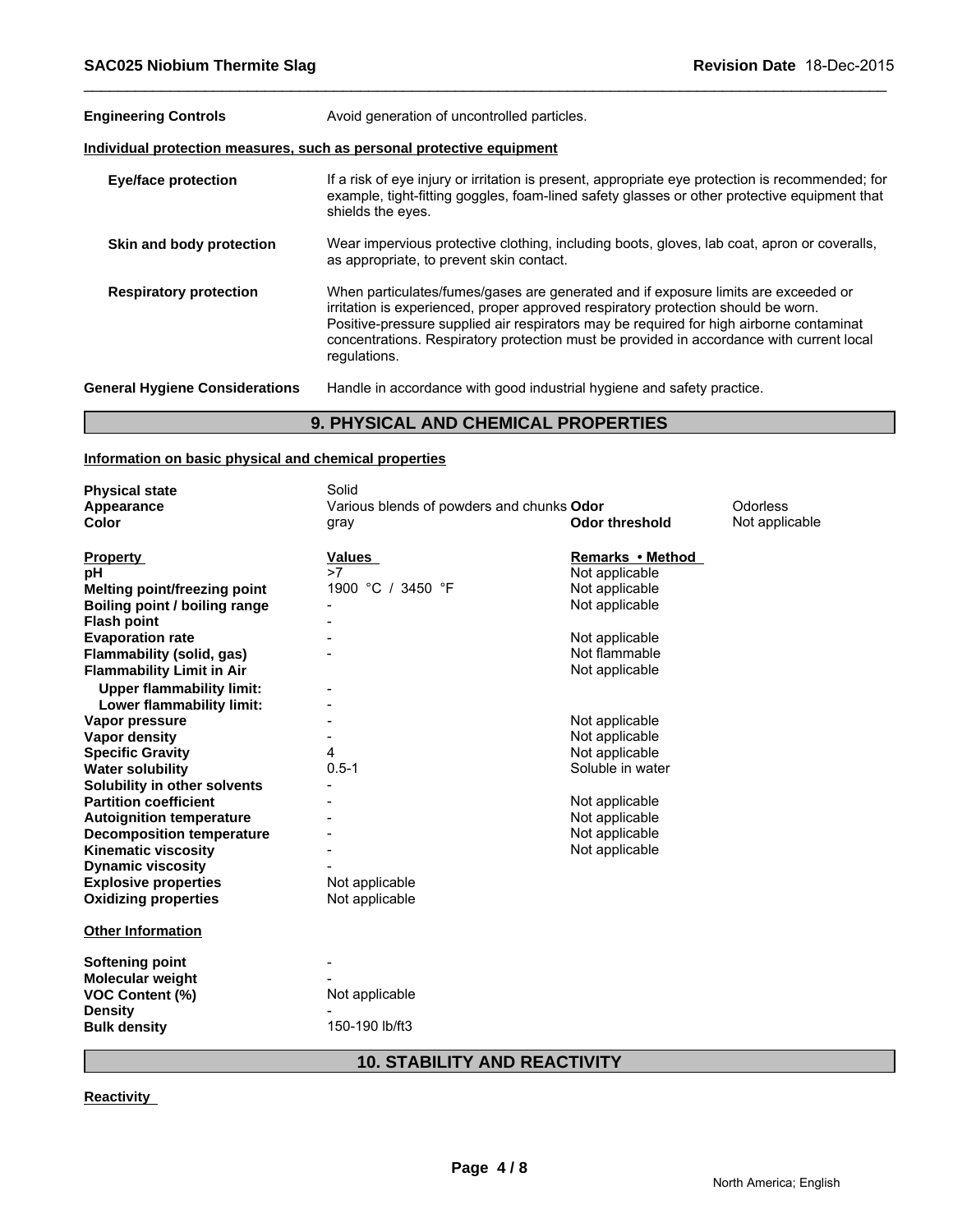| | |
|---|---|
| **Engineering Controls** | Avoid generation of uncontrolled particles. |

**Individual protection measures, such as personal protective equipment**

| | |
|---|---|
| **Eye/face protection** | If a risk of eye injury or irritation is present, appropriate eye protection is recommended; for example, tight-fitting goggles, foam-lined safety glasses or other protective equipment that shields the eyes. |
| **Skin and body protection** | Wear impervious protective clothing, including boots, gloves, lab coat, apron or coveralls, as appropriate, to prevent skin contact. |
| **Respiratory protection** | When particulates/fumes/gases are generated and if exposure limits are exceeded or irritation is experienced, proper approved respiratory protection should be worn. Positive-pressure supplied air respirators may be required for high airborne contaminat concentrations. Respiratory protection must be provided in accordance with current local regulations. |
| **General Hygiene Considerations** | Handle in accordance with good industrial hygiene and safety practice. |

## 9. PHYSICAL AND CHEMICAL PROPERTIES

**Information on basic physical and chemical properties**

| | | | |
|---|---|---|---|
| **Physical state** | Solid | | |
| **Appearance** | Various blends of powders and chunks | **Odor** | Odorless |
| **Color** | gray | **Odor threshold** | Not applicable |

| **Property** | **Values** | **Remarks • Method** |
|---|---|---|
| **pH** | >7 | Not applicable |
| **Melting point/freezing point** | 1900 °C / 3450 °F | Not applicable |
| **Boiling point / boiling range** | - | Not applicable |
| **Flash point** | - | |
| **Evaporation rate** | - | Not applicable |
| **Flammability (solid, gas)** | - | Not flammable |
| **Flammability Limit in Air** | | Not applicable |
| **Upper flammability limit:** | - | |
| **Lower flammability limit:** | - | |
| **Vapor pressure** | - | Not applicable |
| **Vapor density** | - | Not applicable |
| **Specific Gravity** | 4 | Not applicable |
| **Water solubility** | 0.5-1 | Soluble in water |
| **Solubility in other solvents** | - | |
| **Partition coefficient** | - | Not applicable |
| **Autoignition temperature** | - | Not applicable |
| **Decomposition temperature** | - | Not applicable |
| **Kinematic viscosity** | - | Not applicable |
| **Dynamic viscosity** | - | |
| **Explosive properties** | Not applicable | |
| **Oxidizing properties** | Not applicable | |

**Other Information**

| | |
|---|---|
| **Softening point** | - |
| **Molecular weight** | - |
| **VOC Content (%)** | Not applicable |
| **Density** | - |
| **Bulk density** | 150-190 lb/ft3 |

## 10. STABILITY AND REACTIVITY

**Reactivity**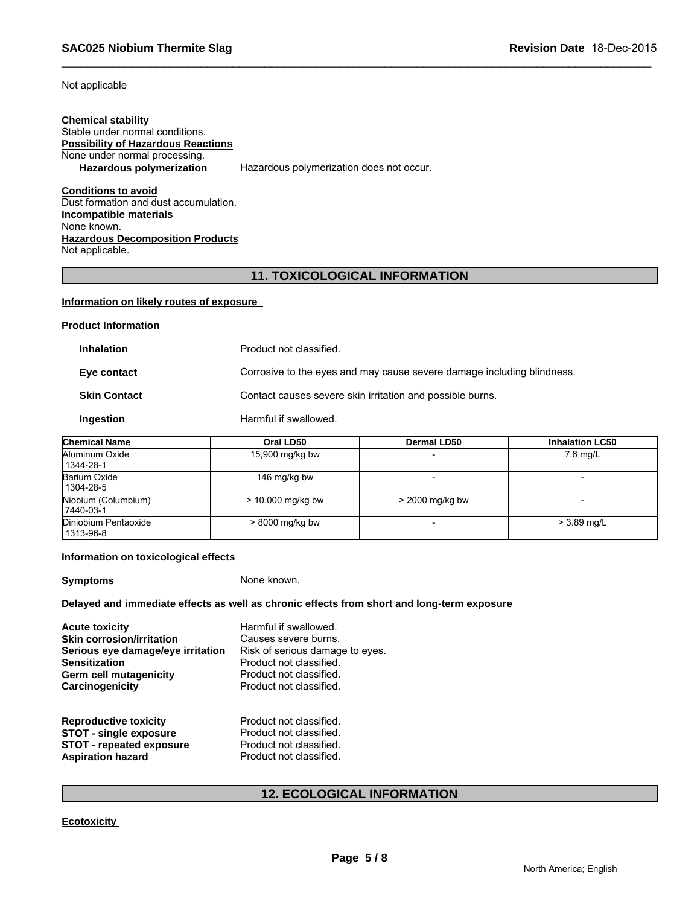Not applicable

**Chemical stability**
Stable under normal conditions.

**Possibility of Hazardous Reactions**
None under normal processing.

**Hazardous polymerization** Hazardous polymerization does not occur.

**Conditions to avoid**
Dust formation and dust accumulation.

**Incompatible materials**
None known.

**Hazardous Decomposition Products**
Not applicable.

## 11. TOXICOLOGICAL INFORMATION

**Information on likely routes of exposure**

**Product Information**

**Inhalation** Product not classified.

**Eye contact** Corrosive to the eyes and may cause severe damage including blindness.

**Skin Contact** Contact causes severe skin irritation and possible burns.

**Ingestion** Harmful if swallowed.

| Chemical Name | Oral LD50 | Dermal LD50 | Inhalation LC50 |
|---|---|---|---|
| Aluminum Oxide 1344-28-1 | 15,900 mg/kg bw | - | 7.6 mg/L |
| Barium Oxide 1304-28-5 | 146 mg/kg bw | - | - |
| Niobium (Columbium) 7440-03-1 | > 10,000 mg/kg bw | > 2000 mg/kg bw | - |
| Diniobium Pentaoxide 1313-96-8 | > 8000 mg/kg bw | - | > 3.89 mg/L |

**Information on toxicological effects**

**Symptoms** None known.

**Delayed and immediate effects as well as chronic effects from short and long-term exposure**

**Acute toxicity** Harmful if swallowed.
**Skin corrosion/irritation** Causes severe burns.
**Serious eye damage/eye irritation** Risk of serious damage to eyes.
**Sensitization** Product not classified.
**Germ cell mutagenicity** Product not classified.
**Carcinogenicity** Product not classified.

**Reproductive toxicity** Product not classified.
**STOT - single exposure** Product not classified.
**STOT - repeated exposure** Product not classified.
**Aspiration hazard** Product not classified.

## 12. ECOLOGICAL INFORMATION

**Ecotoxicity**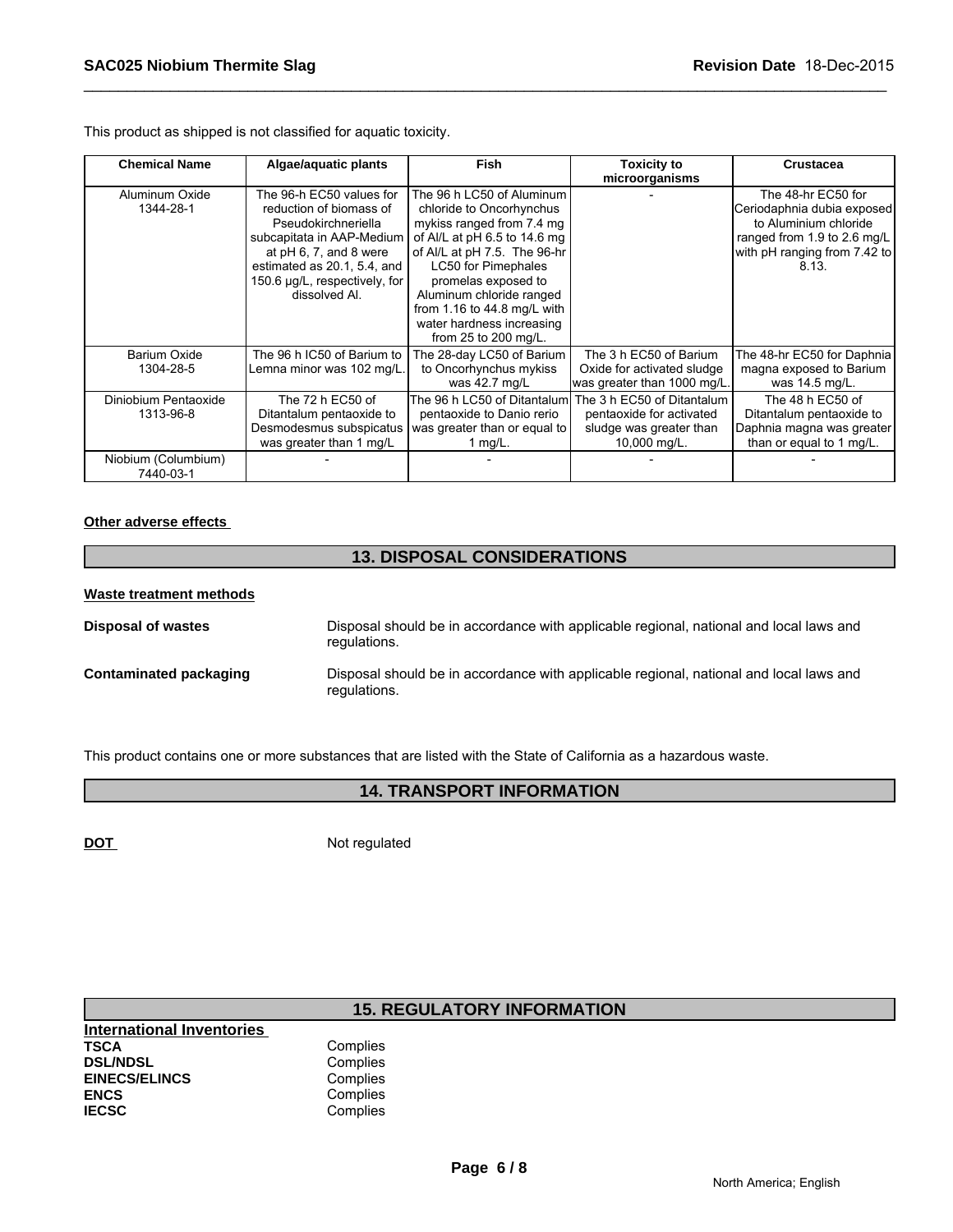This product as shipped is not classified for aquatic toxicity.

| Chemical Name | Algae/aquatic plants | Fish | Toxicity to microorganisms | Crustacea |
|---|---|---|---|---|
| Aluminum Oxide 1344-28-1 | The 96-h EC50 values for reduction of biomass of Pseudokirchneriella subcapitata in AAP-Medium at pH 6, 7, and 8 were estimated as 20.1, 5.4, and 150.6 µg/L, respectively, for dissolved Al. | The 96 h LC50 of Aluminum chloride to Oncorhynchus mykiss ranged from 7.4 mg of Al/L at pH 6.5 to 14.6 mg of Al/L at pH 7.5. The 96-hr LC50 for Pimephales promelas exposed to Aluminum chloride ranged from 1.16 to 44.8 mg/L with water hardness increasing from 25 to 200 mg/L. | - | The 48-hr EC50 for Ceriodaphnia dubia exposed to Aluminium chloride ranged from 1.9 to 2.6 mg/L with pH ranging from 7.42 to 8.13. |
| Barium Oxide 1304-28-5 | The 96 h IC50 of Barium to Lemna minor was 102 mg/L. | The 28-day LC50 of Barium to Oncorhynchus mykiss was 42.7 mg/L | The 3 h EC50 of Barium Oxide for activated sludge was greater than 1000 mg/L. | The 48-hr EC50 for Daphnia magna exposed to Barium was 14.5 mg/L. |
| Diniobium Pentaoxide 1313-96-8 | The 72 h EC50 of Ditantalum pentaoxide to Desmodesmus subspicatus was greater than 1 mg/L | The 96 h LC50 of Ditantalum pentaoxide to Danio rerio was greater than or equal to 1 mg/L. | The 3 h EC50 of Ditantalum pentaoxide for activated sludge was greater than 10,000 mg/L. | The 48 h EC50 of Ditantalum pentaoxide to Daphnia magna was greater than or equal to 1 mg/L. |
| Niobium (Columbium) 7440-03-1 | - | - | - | - |

**Other adverse effects**

## 13. DISPOSAL CONSIDERATIONS

**Waste treatment methods**

**Disposal of wastes** Disposal should be in accordance with applicable regional, national and local laws and regulations.

**Contaminated packaging** Disposal should be in accordance with applicable regional, national and local laws and regulations.

This product contains one or more substances that are listed with the State of California as a hazardous waste.

## 14. TRANSPORT INFORMATION

**DOT** Not regulated

## 15. REGULATORY INFORMATION

**International Inventories**

**TSCA** Complies
**DSL/NDSL** Complies
**EINECS/ELINCS** Complies
**ENCS** Complies
**IECSC** Complies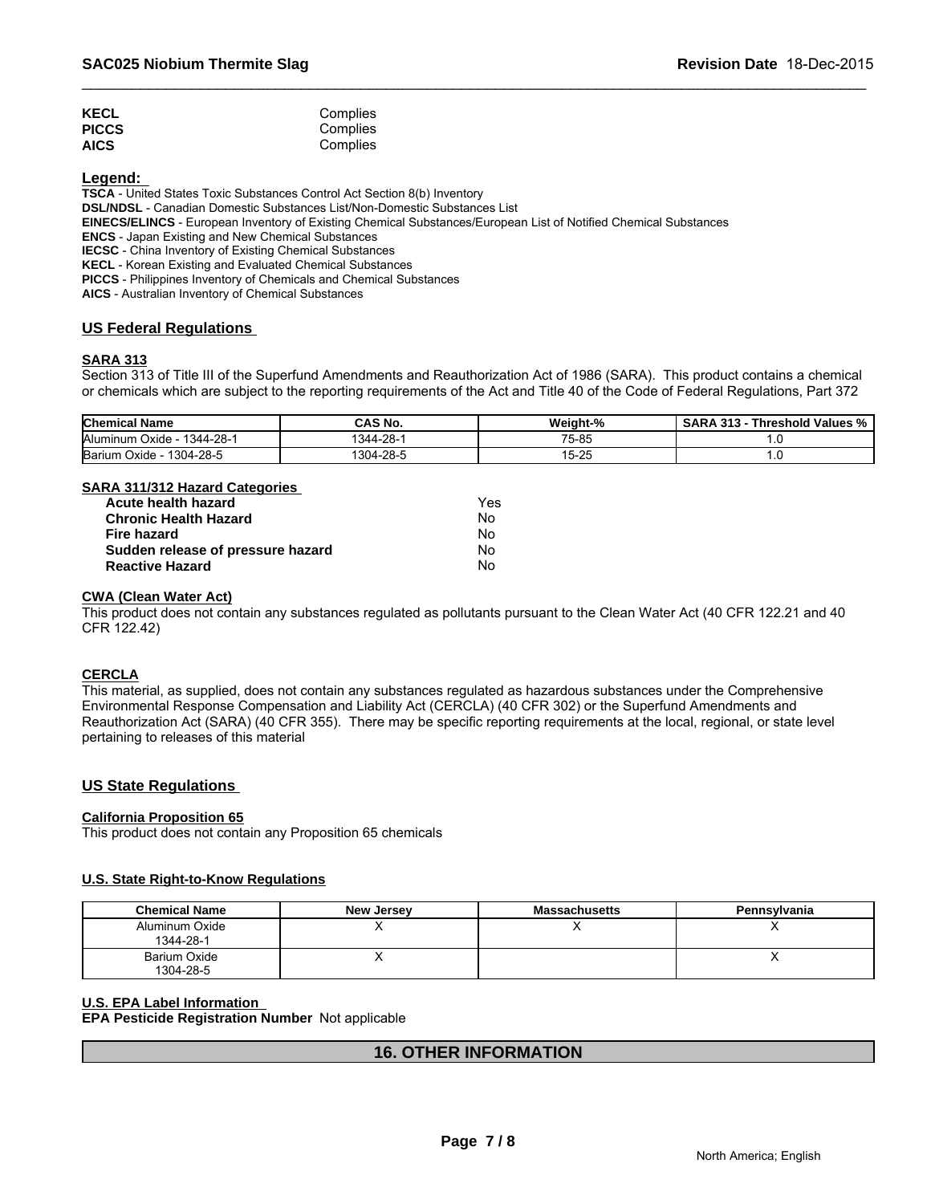| | |
|---|---|
| **KECL** | Complies |
| **PICCS** | Complies |
| **AICS** | Complies |

**Legend:**

**TSCA** - United States Toxic Substances Control Act Section 8(b) Inventory
**DSL/NDSL** - Canadian Domestic Substances List/Non-Domestic Substances List
**EINECS/ELINCS** - European Inventory of Existing Chemical Substances/European List of Notified Chemical Substances
**ENCS** - Japan Existing and New Chemical Substances
**IECSC** - China Inventory of Existing Chemical Substances
**KECL** - Korean Existing and Evaluated Chemical Substances
**PICCS** - Philippines Inventory of Chemicals and Chemical Substances
**AICS** - Australian Inventory of Chemical Substances

## US Federal Regulations

### SARA 313

Section 313 of Title III of the Superfund Amendments and Reauthorization Act of 1986 (SARA). This product contains a chemical or chemicals which are subject to the reporting requirements of the Act and Title 40 of the Code of Federal Regulations, Part 372

| Chemical Name | CAS No. | Weight-% | SARA 313 - Threshold Values % |
|---|---|---|---|
| Aluminum Oxide - 1344-28-1 | 1344-28-1 | 75-85 | 1.0 |
| Barium Oxide - 1304-28-5 | 1304-28-5 | 15-25 | 1.0 |

### SARA 311/312 Hazard Categories

| | |
|---|---|
| **Acute health hazard** | Yes |
| **Chronic Health Hazard** | No |
| **Fire hazard** | No |
| **Sudden release of pressure hazard** | No |
| **Reactive Hazard** | No |

### CWA (Clean Water Act)

This product does not contain any substances regulated as pollutants pursuant to the Clean Water Act (40 CFR 122.21 and 40 CFR 122.42)

### CERCLA

This material, as supplied, does not contain any substances regulated as hazardous substances under the Comprehensive Environmental Response Compensation and Liability Act (CERCLA) (40 CFR 302) or the Superfund Amendments and Reauthorization Act (SARA) (40 CFR 355). There may be specific reporting requirements at the local, regional, or state level pertaining to releases of this material

## US State Regulations

### California Proposition 65

This product does not contain any Proposition 65 chemicals

### U.S. State Right-to-Know Regulations

| Chemical Name | New Jersey | Massachusetts | Pennsylvania |
|---|---|---|---|
| Aluminum Oxide 1344-28-1 | X | X | X |
| Barium Oxide 1304-28-5 | X | | X |

### U.S. EPA Label Information

**EPA Pesticide Registration Number** Not applicable

## 16. OTHER INFORMATION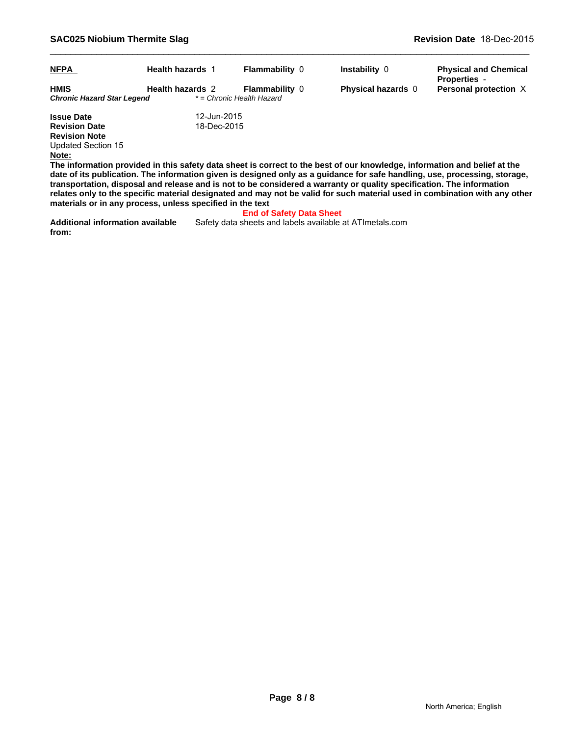| | | | | |
|---|---|---|---|---|
| **NFPA** | **Health hazards** 1 | **Flammability** 0 | **Instability** 0 | **Physical and Chemical Properties** - |
| **HMIS** | **Health hazards** 2 | **Flammability** 0 | **Physical hazards** 0 | **Personal protection** X |

***Chronic Hazard Star Legend*** *\* = Chronic Health Hazard*

**Issue Date** 12-Jun-2015

**Revision Date** 18-Dec-2015

**Revision Note**

Updated Section 15

**Note:**

**The information provided in this safety data sheet is correct to the best of our knowledge, information and belief at the date of its publication. The information given is designed only as a guidance for safe handling, use, processing, storage, transportation, disposal and release and is not to be considered a warranty or quality specification. The information relates only to the specific material designated and may not be valid for such material used in combination with any other materials or in any process, unless specified in the text**

**End of Safety Data Sheet**

**Additional information available from:** Safety data sheets and labels available at ATImetals.com

North America; English